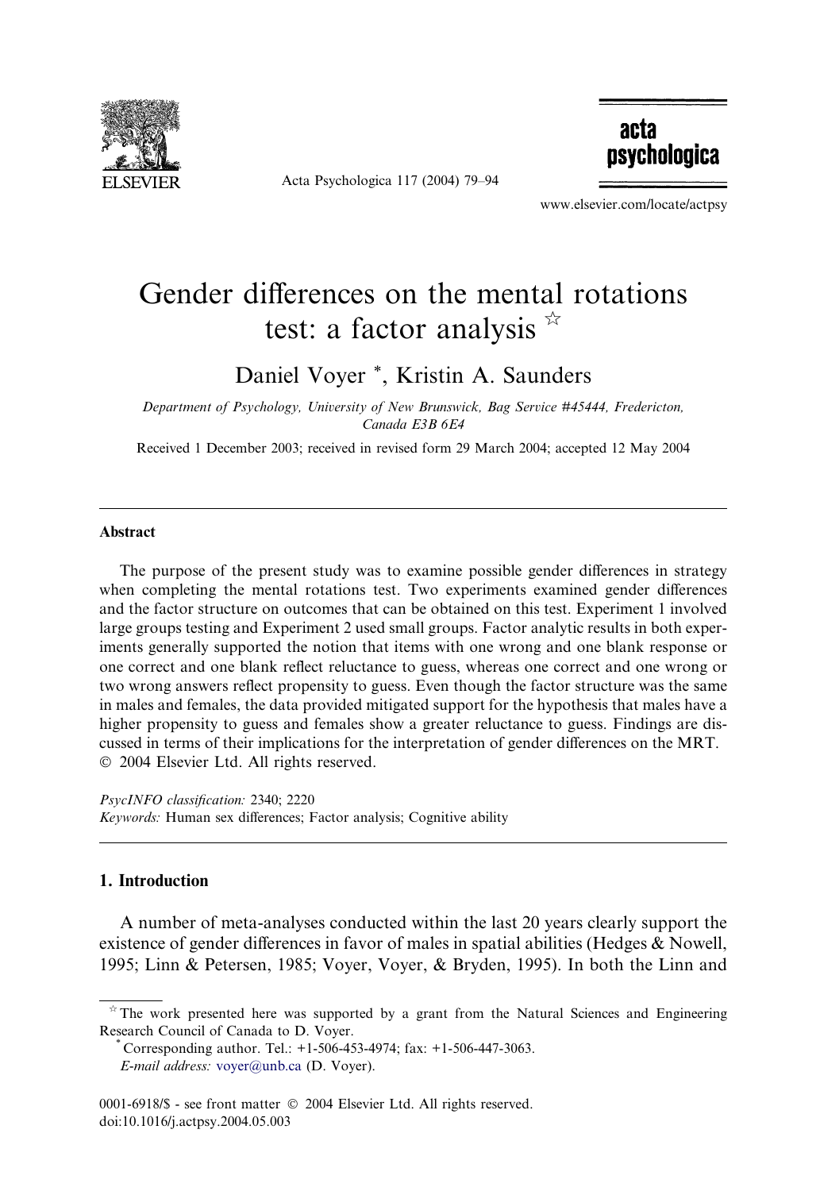# Gender differences on the mental rotations test: a factor analysis ☆

Daniel Voyer *, Kristin A. Saunders

*Department of Psychology, University of New Brunswick, Bag Service #45444, Fredericton, Canada E3B 6E4*

Received 1 December 2003; received in revised form 29 March 2004; accepted 12 May 2004

## Abstract

The purpose of the present study was to examine possible gender differences in strategy when completing the mental rotations test. Two experiments examined gender differences and the factor structure on outcomes that can be obtained on this test. Experiment 1 involved large groups testing and Experiment 2 used small groups. Factor analytic results in both experiments generally supported the notion that items with one wrong and one blank response or one correct and one blank reflect reluctance to guess, whereas one correct and one wrong or two wrong answers reflect propensity to guess. Even though the factor structure was the same in males and females, the data provided mitigated support for the hypothesis that males have a higher propensity to guess and females show a greater reluctance to guess. Findings are discussed in terms of their implications for the interpretation of gender differences on the MRT.
© 2004 Elsevier Ltd. All rights reserved.

*PsycINFO classification:* 2340; 2220

*Keywords:* Human sex differences; Factor analysis; Cognitive ability

## 1. Introduction

A number of meta-analyses conducted within the last 20 years clearly support the existence of gender differences in favor of males in spatial abilities (Hedges & Nowell, 1995; Linn & Petersen, 1985; Voyer, Voyer, & Bryden, 1995). In both the Linn and

---

☆ The work presented here was supported by a grant from the Natural Sciences and Engineering Research Council of Canada to D. Voyer.

\* Corresponding author. Tel.: +1-506-453-4974; fax: +1-506-447-3063.
*E-mail address:* voyer@unb.ca (D. Voyer).

0001-6918/$ - see front matter © 2004 Elsevier Ltd. All rights reserved.
doi:10.1016/j.actpsy.2004.05.003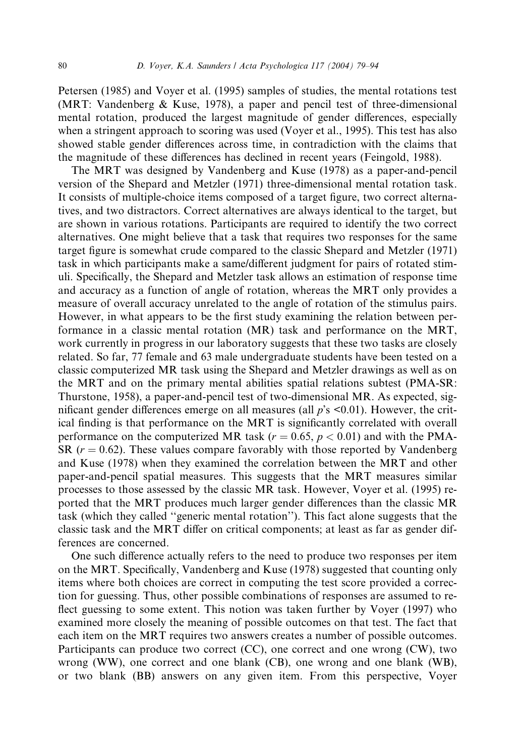Petersen (1985) and Voyer et al. (1995) samples of studies, the mental rotations test (MRT: Vandenberg & Kuse, 1978), a paper and pencil test of three-dimensional mental rotation, produced the largest magnitude of gender differences, especially when a stringent approach to scoring was used (Voyer et al., 1995). This test has also showed stable gender differences across time, in contradiction with the claims that the magnitude of these differences has declined in recent years (Feingold, 1988).

The MRT was designed by Vandenberg and Kuse (1978) as a paper-and-pencil version of the Shepard and Metzler (1971) three-dimensional mental rotation task. It consists of multiple-choice items composed of a target figure, two correct alternatives, and two distractors. Correct alternatives are always identical to the target, but are shown in various rotations. Participants are required to identify the two correct alternatives. One might believe that a task that requires two responses for the same target figure is somewhat crude compared to the classic Shepard and Metzler (1971) task in which participants make a same/different judgment for pairs of rotated stimuli. Specifically, the Shepard and Metzler task allows an estimation of response time and accuracy as a function of angle of rotation, whereas the MRT only provides a measure of overall accuracy unrelated to the angle of rotation of the stimulus pairs. However, in what appears to be the first study examining the relation between performance in a classic mental rotation (MR) task and performance on the MRT, work currently in progress in our laboratory suggests that these two tasks are closely related. So far, 77 female and 63 male undergraduate students have been tested on a classic computerized MR task using the Shepard and Metzler drawings as well as on the MRT and on the primary mental abilities spatial relations subtest (PMA-SR: Thurstone, 1958), a paper-and-pencil test of two-dimensional MR. As expected, significant gender differences emerge on all measures (all $p$'s $<0.01$). However, the critical finding is that performance on the MRT is significantly correlated with overall performance on the computerized MR task ($r = 0.65$, $p < 0.01$) and with the PMA-SR ($r = 0.62$). These values compare favorably with those reported by Vandenberg and Kuse (1978) when they examined the correlation between the MRT and other paper-and-pencil spatial measures. This suggests that the MRT measures similar processes to those assessed by the classic MR task. However, Voyer et al. (1995) reported that the MRT produces much larger gender differences than the classic MR task (which they called "generic mental rotation"). This fact alone suggests that the classic task and the MRT differ on critical components; at least as far as gender differences are concerned.

One such difference actually refers to the need to produce two responses per item on the MRT. Specifically, Vandenberg and Kuse (1978) suggested that counting only items where both choices are correct in computing the test score provided a correction for guessing. Thus, other possible combinations of responses are assumed to reflect guessing to some extent. This notion was taken further by Voyer (1997) who examined more closely the meaning of possible outcomes on that test. The fact that each item on the MRT requires two answers creates a number of possible outcomes. Participants can produce two correct (CC), one correct and one wrong (CW), two wrong (WW), one correct and one blank (CB), one wrong and one blank (WB), or two blank (BB) answers on any given item. From this perspective, Voyer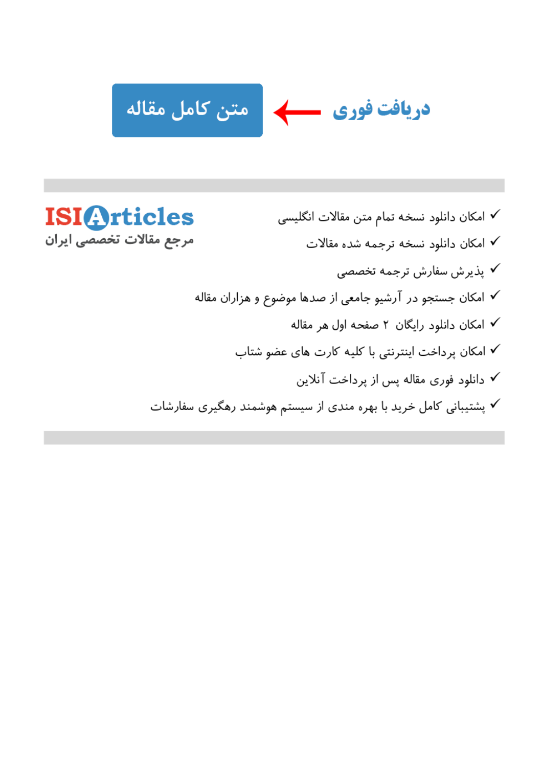دریافت فوری ← **متن کامل مقاله**

**ISIArticles**
مرجع مقالات تخصصی ایران

- ✓ امکان دانلود نسخه تمام متن مقالات انگلیسی
- ✓ امکان دانلود نسخه ترجمه شده مقالات
- ✓ پذیرش سفارش ترجمه تخصصی
- ✓ امکان جستجو در آرشیو جامعی از صدها موضوع و هزاران مقاله
- ✓ امکان دانلود رایگان ۲ صفحه اول هر مقاله
- ✓ امکان پرداخت اینترنتی با کلیه کارت های عضو شتاب
- ✓ دانلود فوری مقاله پس از پرداخت آنلاین
- ✓ پشتیبانی کامل خرید با بهره مندی از سیستم هوشمند رهگیری سفارشات